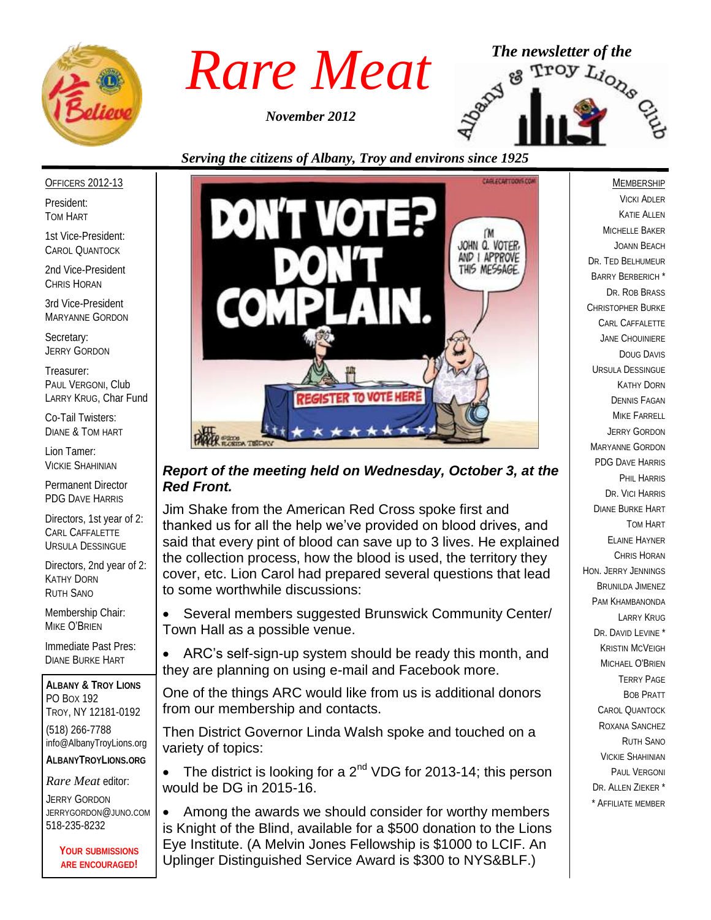# Rare Meat

*November 2012*

*The newsletter of the Albany & Troy Lions Club*

*Serving the citizens of Albany, Troy and environs since 1925*

OFFICERS 2012-13

President:
TOM HART

1st Vice-President:
CAROL QUANTOCK

2nd Vice-President
CHRIS HORAN

3rd Vice-President
MARYANNE GORDON

Secretary:
JERRY GORDON

Treasurer:
PAUL VERGONI, Club
LARRY KRUG, Char Fund

Co-Tail Twisters:
DIANE & TOM HART

Lion Tamer:
VICKIE SHAHINIAN

Permanent Director
PDG DAVE HARRIS

Directors, 1st year of 2:
CARL CAFFALETTE
URSULA DESSINGUE

Directors, 2nd year of 2:
KATHY DORN
RUTH SANO

Membership Chair:
MIKE O'BRIEN

Immediate Past Pres:
DIANE BURKE HART

**ALBANY & TROY LIONS**
PO BOX 192
TROY, NY 12181-0192
(518) 266-7788
info@AlbanyTroyLions.org
**ALBANYTROYLIONS.ORG**

*Rare Meat* editor:
JERRY GORDON
JERRYGORDON@JUNO.COM
518-235-8232

**YOUR SUBMISSIONS ARE ENCOURAGED!**

### *Report of the meeting held on Wednesday, October 3, at the Red Front.*

Jim Shake from the American Red Cross spoke first and thanked us for all the help we've provided on blood drives, and said that every pint of blood can save up to 3 lives. He explained the collection process, how the blood is used, the territory they cover, etc. Lion Carol had prepared several questions that lead to some worthwhile discussions:

- Several members suggested Brunswick Community Center/ Town Hall as a possible venue.
- ARC's self-sign-up system should be ready this month, and they are planning on using e-mail and Facebook more.

One of the things ARC would like from us is additional donors from our membership and contacts.

Then District Governor Linda Walsh spoke and touched on a variety of topics:

- The district is looking for a 2nd VDG for 2013-14; this person would be DG in 2015-16.
- Among the awards we should consider for worthy members is Knight of the Blind, available for a $500 donation to the Lions Eye Institute. (A Melvin Jones Fellowship is $1000 to LCIF. An Uplinger Distinguished Service Award is $300 to NYS&BLF.)

MEMBERSHIP

VICKI ADLER
KATIE ALLEN
MICHELLE BAKER
JOANN BEACH
DR. TED BELHUMEUR
BARRY BERBERICH *
DR. ROB BRASS
CHRISTOPHER BURKE
CARL CAFFALETTE
JANE CHOUINIERE
DOUG DAVIS
URSULA DESSINGUE
KATHY DORN
DENNIS FAGAN
MIKE FARRELL
JERRY GORDON
MARYANNE GORDON
PDG DAVE HARRIS
PHIL HARRIS
DR. VICI HARRIS
DIANE BURKE HART
TOM HART
ELAINE HAYNER
CHRIS HORAN
HON. JERRY JENNINGS
BRUNILDA JIMENEZ
PAM KHAMBANONDA
LARRY KRUG
DR. DAVID LEVINE *
KRISTIN MCVEIGH
MICHAEL O'BRIEN
TERRY PAGE
BOB PRATT
CAROL QUANTOCK
ROXANA SANCHEZ
RUTH SANO
VICKIE SHAHINIAN
PAUL VERGONI
DR. ALLEN ZIEKER *

* AFFILIATE MEMBER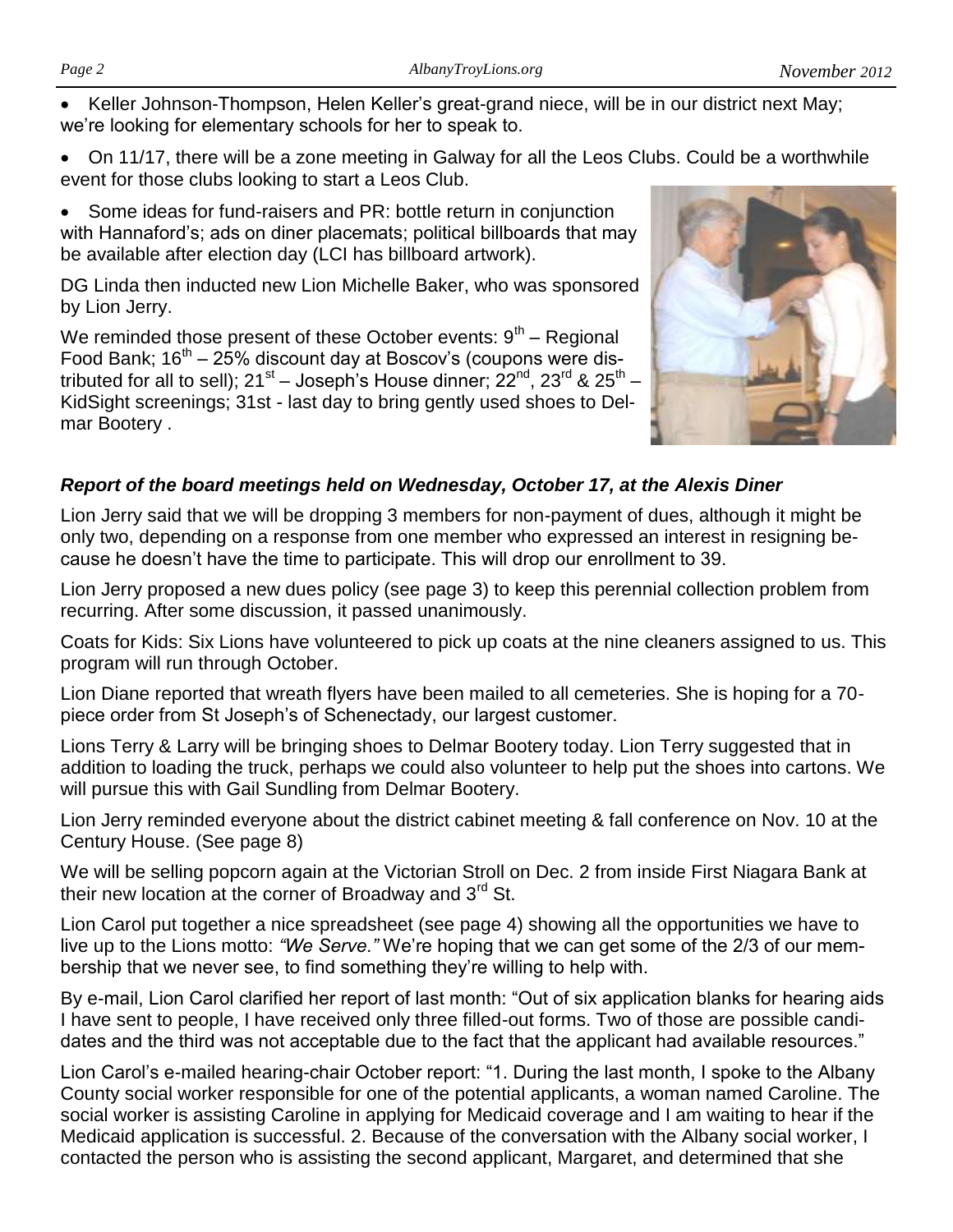- Keller Johnson-Thompson, Helen Keller's great-grand niece, will be in our district next May; we're looking for elementary schools for her to speak to.
- On 11/17, there will be a zone meeting in Galway for all the Leos Clubs. Could be a worthwhile event for those clubs looking to start a Leos Club.
- Some ideas for fund-raisers and PR: bottle return in conjunction with Hannaford's; ads on diner placemats; political billboards that may be available after election day (LCI has billboard artwork).

DG Linda then inducted new Lion Michelle Baker, who was sponsored by Lion Jerry.

We reminded those present of these October events: 9th – Regional Food Bank; 16th – 25% discount day at Boscov's (coupons were distributed for all to sell); 21st – Joseph's House dinner; 22nd, 23rd & 25th – KidSight screenings; 31st - last day to bring gently used shoes to Delmar Bootery .

### *Report of the board meetings held on Wednesday, October 17, at the Alexis Diner*

Lion Jerry said that we will be dropping 3 members for non-payment of dues, although it might be only two, depending on a response from one member who expressed an interest in resigning because he doesn't have the time to participate. This will drop our enrollment to 39.

Lion Jerry proposed a new dues policy (see page 3) to keep this perennial collection problem from recurring. After some discussion, it passed unanimously.

Coats for Kids: Six Lions have volunteered to pick up coats at the nine cleaners assigned to us. This program will run through October.

Lion Diane reported that wreath flyers have been mailed to all cemeteries. She is hoping for a 70-piece order from St Joseph's of Schenectady, our largest customer.

Lions Terry & Larry will be bringing shoes to Delmar Bootery today. Lion Terry suggested that in addition to loading the truck, perhaps we could also volunteer to help put the shoes into cartons. We will pursue this with Gail Sundling from Delmar Bootery.

Lion Jerry reminded everyone about the district cabinet meeting & fall conference on Nov. 10 at the Century House. (See page 8)

We will be selling popcorn again at the Victorian Stroll on Dec. 2 from inside First Niagara Bank at their new location at the corner of Broadway and 3rd St.

Lion Carol put together a nice spreadsheet (see page 4) showing all the opportunities we have to live up to the Lions motto: *"We Serve."* We're hoping that we can get some of the 2/3 of our membership that we never see, to find something they're willing to help with.

By e-mail, Lion Carol clarified her report of last month: "Out of six application blanks for hearing aids I have sent to people, I have received only three filled-out forms. Two of those are possible candidates and the third was not acceptable due to the fact that the applicant had available resources."

Lion Carol's e-mailed hearing-chair October report: "1. During the last month, I spoke to the Albany County social worker responsible for one of the potential applicants, a woman named Caroline. The social worker is assisting Caroline in applying for Medicaid coverage and I am waiting to hear if the Medicaid application is successful. 2. Because of the conversation with the Albany social worker, I contacted the person who is assisting the second applicant, Margaret, and determined that she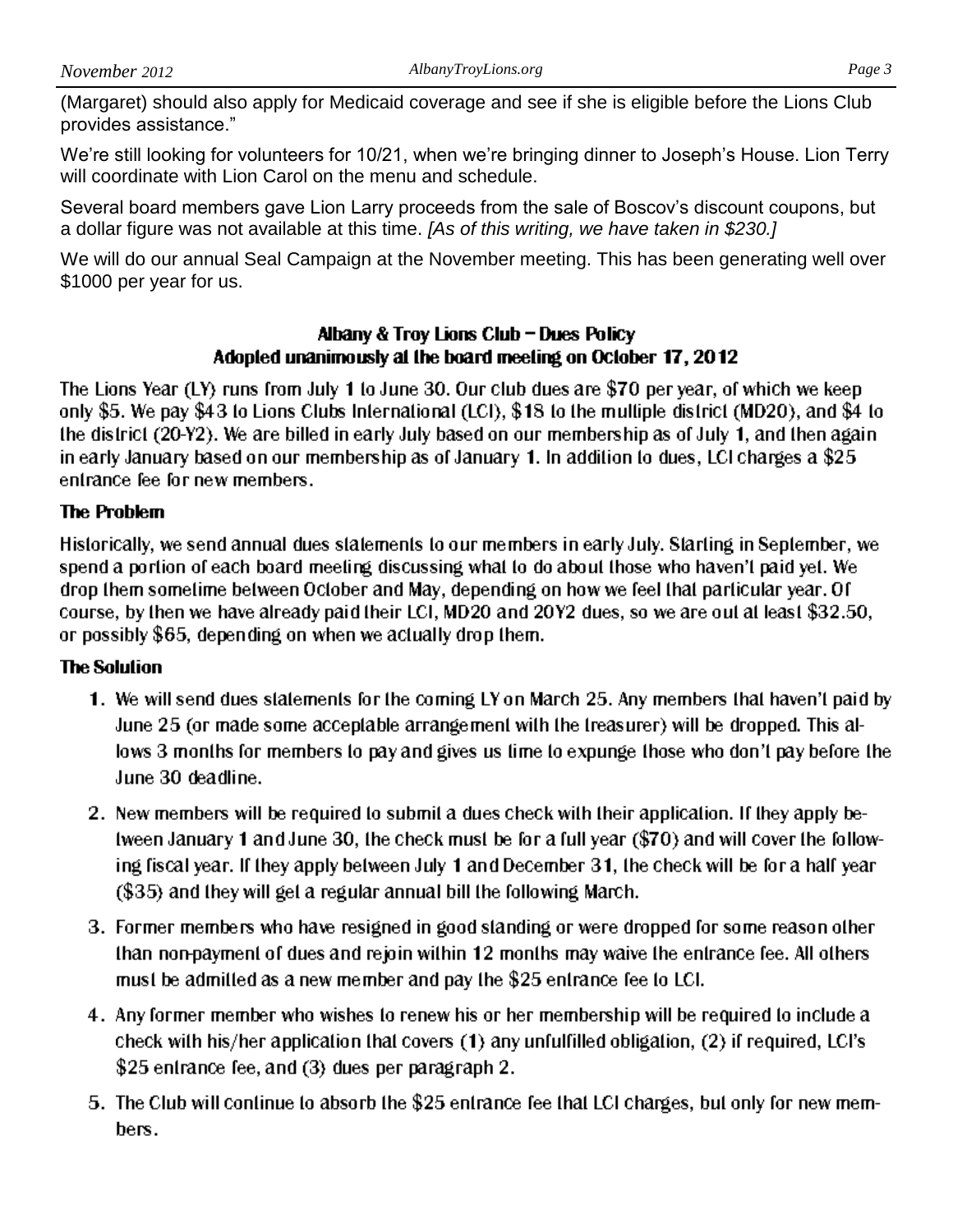(Margaret) should also apply for Medicaid coverage and see if she is eligible before the Lions Club provides assistance."

We're still looking for volunteers for 10/21, when we're bringing dinner to Joseph's House. Lion Terry will coordinate with Lion Carol on the menu and schedule.

Several board members gave Lion Larry proceeds from the sale of Boscov's discount coupons, but a dollar figure was not available at this time. *[As of this writing, we have taken in $230.]*

We will do our annual Seal Campaign at the November meeting. This has been generating well over $1000 per year for us.

## Albany & Troy Lions Club – Dues Policy
## Adopted unanimously at the board meeting on October 17, 2012

The Lions Year (LY) runs from July 1 to June 30. Our club dues are $70 per year, of which we keep only $5. We pay $43 to Lions Clubs International (LCI), $18 to the multiple district (MD20), and $4 to the district (20-Y2). We are billed in early July based on our membership as of July 1, and then again in early January based on our membership as of January 1. In addition to dues, LCI charges a $25 entrance fee for new members.

### The Problem

Historically, we send annual dues statements to our members in early July. Starting in September, we spend a portion of each board meeting discussing what to do about those who haven't paid yet. We drop them sometime between October and May, depending on how we feel that particular year. Of course, by then we have already paid their LCI, MD20 and 20Y2 dues, so we are out at least $32.50, or possibly $65, depending on when we actually drop them.

### The Solution

1. We will send dues statements for the coming LY on March 25. Any members that haven't paid by June 25 (or made some acceptable arrangement with the treasurer) will be dropped. This allows 3 months for members to pay and gives us time to expunge those who don't pay before the June 30 deadline.

2. New members will be required to submit a dues check with their application. If they apply between January 1 and June 30, the check must be for a full year ($70) and will cover the following fiscal year. If they apply between July 1 and December 31, the check will be for a half year ($35) and they will get a regular annual bill the following March.

3. Former members who have resigned in good standing or were dropped for some reason other than non-payment of dues and rejoin within 12 months may waive the entrance fee. All others must be admitted as a new member and pay the $25 entrance fee to LCI.

4. Any former member who wishes to renew his or her membership will be required to include a check with his/her application that covers (1) any unfulfilled obligation, (2) if required, LCI's $25 entrance fee, and (3) dues per paragraph 2.

5. The Club will continue to absorb the $25 entrance fee that LCI charges, but only for new members.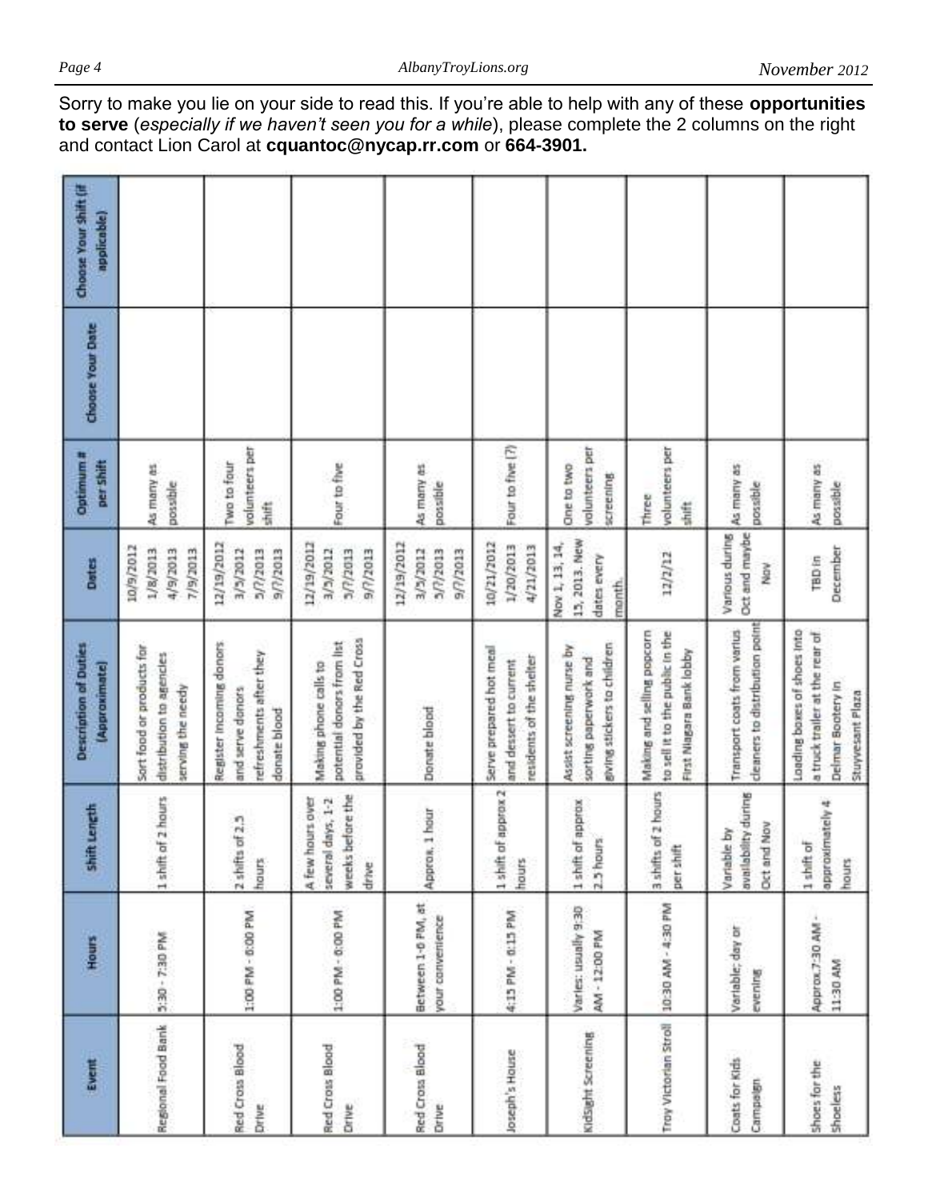Sorry to make you lie on your side to read this. If you're able to help with any of these **opportunities to serve** (*especially if we haven't seen you for a while*), please complete the 2 columns on the right and contact Lion Carol at **cquantoc@nycap.rr.com** or **664-3901.**

| Event | Hours | Shift Length | Description of Duties (Approximate) | Dates | Optimum # per Shift | Choose Your Date | Choose Your Shift (if applicable) |
|---|---|---|---|---|---|---|---|
| Regional Food Bank | 5:30 - 7:30 PM | 1 shift of 2 hours | Sort food or products for distribution to agencies serving the needy | 10/9/2012 1/8/2013 4/9/2013 7/9/2013 | As many as possible | | |
| Red Cross Blood Drive | 1:00 PM - 6:00 PM | 2 shifts of 2.5 hours | Register incoming donors and serve donors refreshments after they donate blood | 12/19/2012 3/5/2012 5/7/2013 9/7/2013 | Two to four volunteers per shift | | |
| Red Cross Blood Drive | 1:00 PM - 6:00 PM | A few hours over several days, 1-2 weeks before the drive | Making phone calls to potential donors from list provided by the Red Cross | 12/19/2012 3/5/2012 5/7/2013 9/7/2013 | Four to five | | |
| Red Cross Blood Drive | Between 1-6 PM, at your convenience | Approx. 1 hour | Donate blood | 12/19/2012 3/5/2012 5/7/2013 9/7/2013 | As many as possible | | |
| Joseph's House | 4:15 PM - 6:15 PM | 1 shift of approx 2 hours | Serve prepared hot meal and dessert to current residents of the shelter | 10/21/2012 1/20/2013 4/21/2013 | Four to five (?) | | |
| KidSight Screening | Varies: usually 9:30 AM - 12:00 PM | 1 shift of approx 2.5 hours | Assist screening nurse by sorting paperwork and giving stickers to children | Nov 1, 13, 14, 15, 2013. New dates every month. | One to two volunteers per screening | | |
| Troy Victorian Stroll | 10:30 AM - 4:30 PM | 3 shifts of 2 hours per shift | Making and selling popcorn to sell it to the public in the First Niagara Bank lobby | 12/2/12 | Three volunteers per shift | | |
| Coats for Kids Campaign | Variable; day or evening | Variable by availability during Oct and Nov | Transport coats from varius cleaners to distribution point | Various during Oct and maybe Nov | As many as possible | | |
| Shoes for the Shoeless | Approx.7:30 AM - 11:30 AM | 1 shift of approximately 4 hours | Loading boxes of shoes into a truck trailer at the rear of Delmar Bootery in Stuyvesant Plaza | TBD in December | As many as possible | | |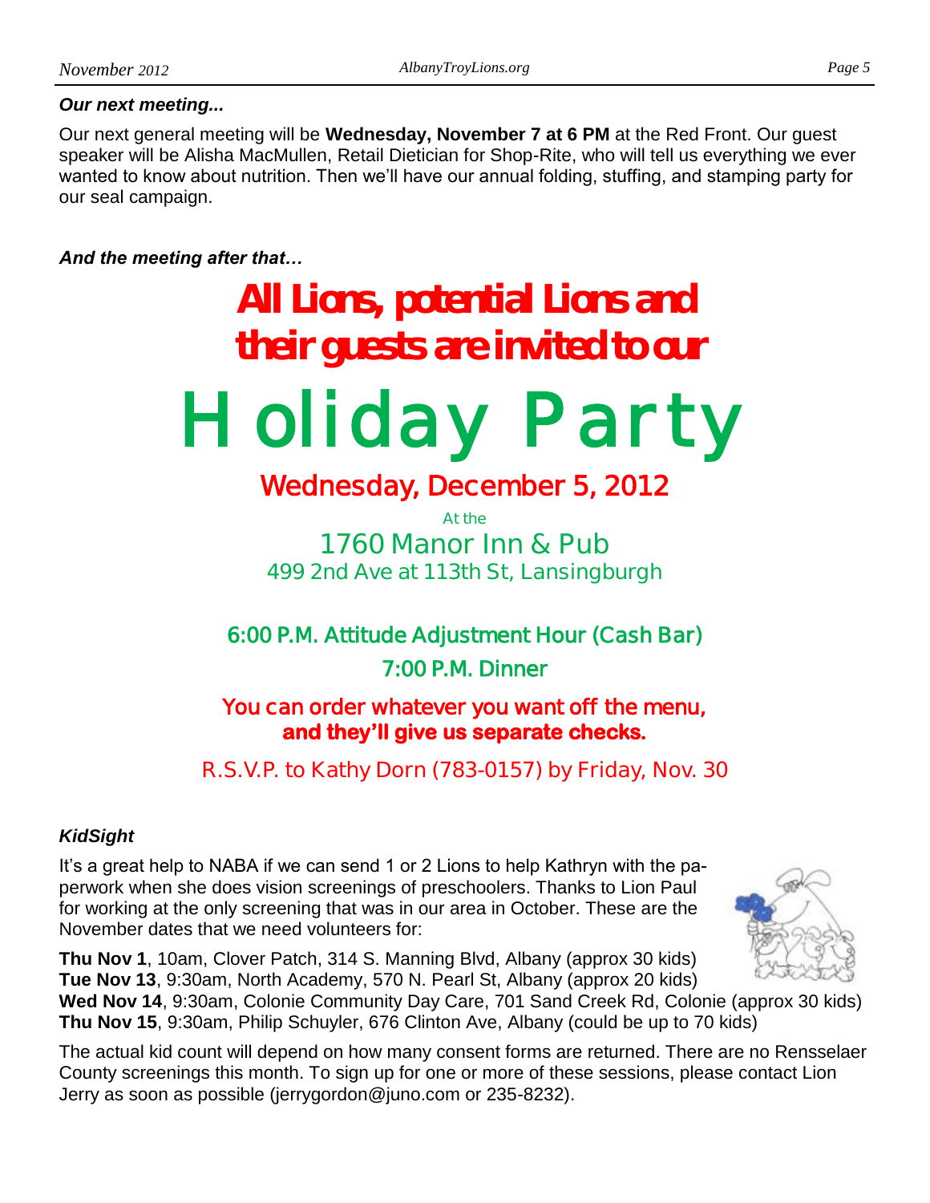***Our next meeting...***

Our next general meeting will be **Wednesday, November 7 at 6 PM** at the Red Front. Our guest speaker will be Alisha MacMullen, Retail Dietician for Shop-Rite, who will tell us everything we ever wanted to know about nutrition. Then we'll have our annual folding, stuffing, and stamping party for our seal campaign.

***And the meeting after that…***

**All Lions, potential Lions and their guests are invited to our**

# Holiday Party

## Wednesday, December 5, 2012

At the

1760 Manor Inn & Pub

499 2nd Ave at 113th St, Lansingburgh

**6:00 P.M. Attitude Adjustment Hour (Cash Bar)**

**7:00 P.M. Dinner**

You can order whatever you want off the menu, **and they'll give us separate checks.**

R.S.V.P. to Kathy Dorn (783-0157) by Friday, Nov. 30

***KidSight***

It's a great help to NABA if we can send 1 or 2 Lions to help Kathryn with the paperwork when she does vision screenings of preschoolers. Thanks to Lion Paul for working at the only screening that was in our area in October. These are the November dates that we need volunteers for:

**Thu Nov 1**, 10am, Clover Patch, 314 S. Manning Blvd, Albany (approx 30 kids)
**Tue Nov 13**, 9:30am, North Academy, 570 N. Pearl St, Albany (approx 20 kids)
**Wed Nov 14**, 9:30am, Colonie Community Day Care, 701 Sand Creek Rd, Colonie (approx 30 kids)
**Thu Nov 15**, 9:30am, Philip Schuyler, 676 Clinton Ave, Albany (could be up to 70 kids)

The actual kid count will depend on how many consent forms are returned. There are no Rensselaer County screenings this month. To sign up for one or more of these sessions, please contact Lion Jerry as soon as possible (jerrygordon@juno.com or 235-8232).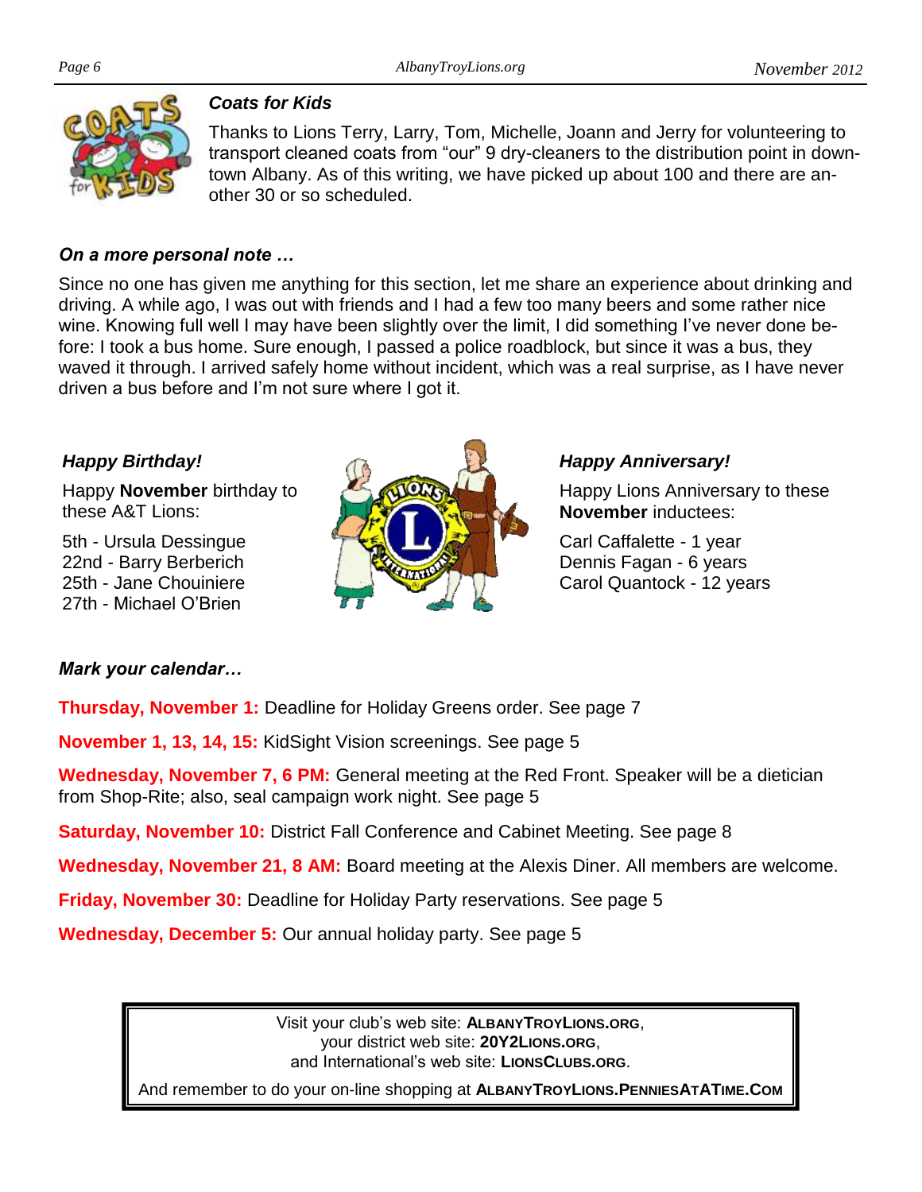### *Coats for Kids*

Thanks to Lions Terry, Larry, Tom, Michelle, Joann and Jerry for volunteering to transport cleaned coats from "our" 9 dry-cleaners to the distribution point in downtown Albany. As of this writing, we have picked up about 100 and there are another 30 or so scheduled.

### *On a more personal note …*

Since no one has given me anything for this section, let me share an experience about drinking and driving. A while ago, I was out with friends and I had a few too many beers and some rather nice wine. Knowing full well I may have been slightly over the limit, I did something I've never done before: I took a bus home. Sure enough, I passed a police roadblock, but since it was a bus, they waved it through. I arrived safely home without incident, which was a real surprise, as I have never driven a bus before and I'm not sure where I got it.

### *Happy Birthday!*

Happy **November** birthday to these A&T Lions:

5th - Ursula Dessingue
22nd - Barry Berberich
25th - Jane Chouiniere
27th - Michael O'Brien

### *Happy Anniversary!*

Happy Lions Anniversary to these **November** inductees:

Carl Caffalette - 1 year
Dennis Fagan - 6 years
Carol Quantock - 12 years

### *Mark your calendar…*

**Thursday, November 1:** Deadline for Holiday Greens order. See page 7

**November 1, 13, 14, 15:** KidSight Vision screenings. See page 5

**Wednesday, November 7, 6 PM:** General meeting at the Red Front. Speaker will be a dietician from Shop-Rite; also, seal campaign work night. See page 5

**Saturday, November 10:** District Fall Conference and Cabinet Meeting. See page 8

**Wednesday, November 21, 8 AM:** Board meeting at the Alexis Diner. All members are welcome.

**Friday, November 30:** Deadline for Holiday Party reservations. See page 5

**Wednesday, December 5:** Our annual holiday party. See page 5

---

Visit your club's web site: **ALBANYTROYLIONS.ORG**,
your district web site: **20Y2LIONS.ORG**,
and International's web site: **LIONSCLUBS.ORG**.

And remember to do your on-line shopping at **ALBANYTROYLIONS.PENNIESATATIME.COM**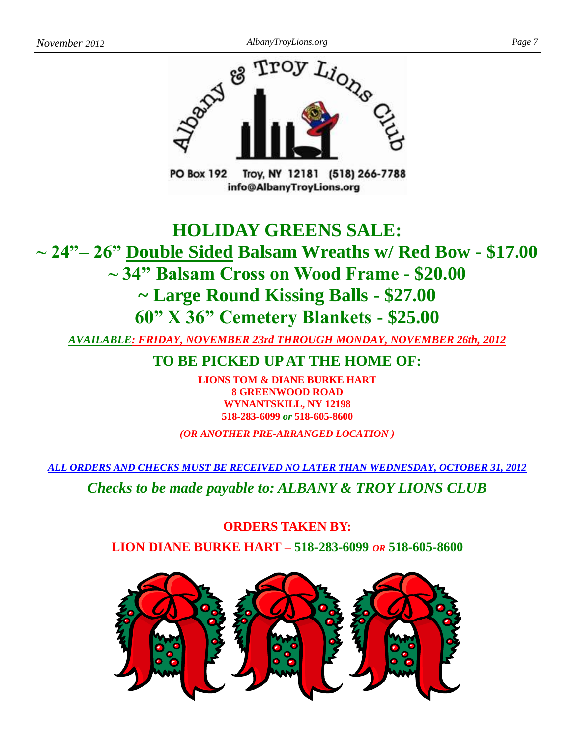PO Box 192 Troy, NY 12181 (518) 266-7788
info@AlbanyTroyLions.org

# HOLIDAY GREENS SALE:

## ~ 24"– 26" Double Sided Balsam Wreaths w/ Red Bow - $17.00
## ~ 34" Balsam Cross on Wood Frame - $20.00
## ~ Large Round Kissing Balls - $27.00
## 60" X 36" Cemetery Blankets - $25.00

***AVAILABLE: FRIDAY, NOVEMBER 23rd THROUGH MONDAY, NOVEMBER 26th, 2012***

## TO BE PICKED UP AT THE HOME OF:

**LIONS TOM & DIANE BURKE HART**
**8 GREENWOOD ROAD**
**WYNANTSKILL, NY 12198**
**518-283-6099** ***or*** **518-605-8600**

***(OR ANOTHER PRE-ARRANGED LOCATION )***

***ALL ORDERS AND CHECKS MUST BE RECEIVED NO LATER THAN WEDNESDAY, OCTOBER 31, 2012***

***Checks to be made payable to: ALBANY & TROY LIONS CLUB***

**ORDERS TAKEN BY:**

**LION DIANE BURKE HART – 518-283-6099** ***OR*** **518-605-8600**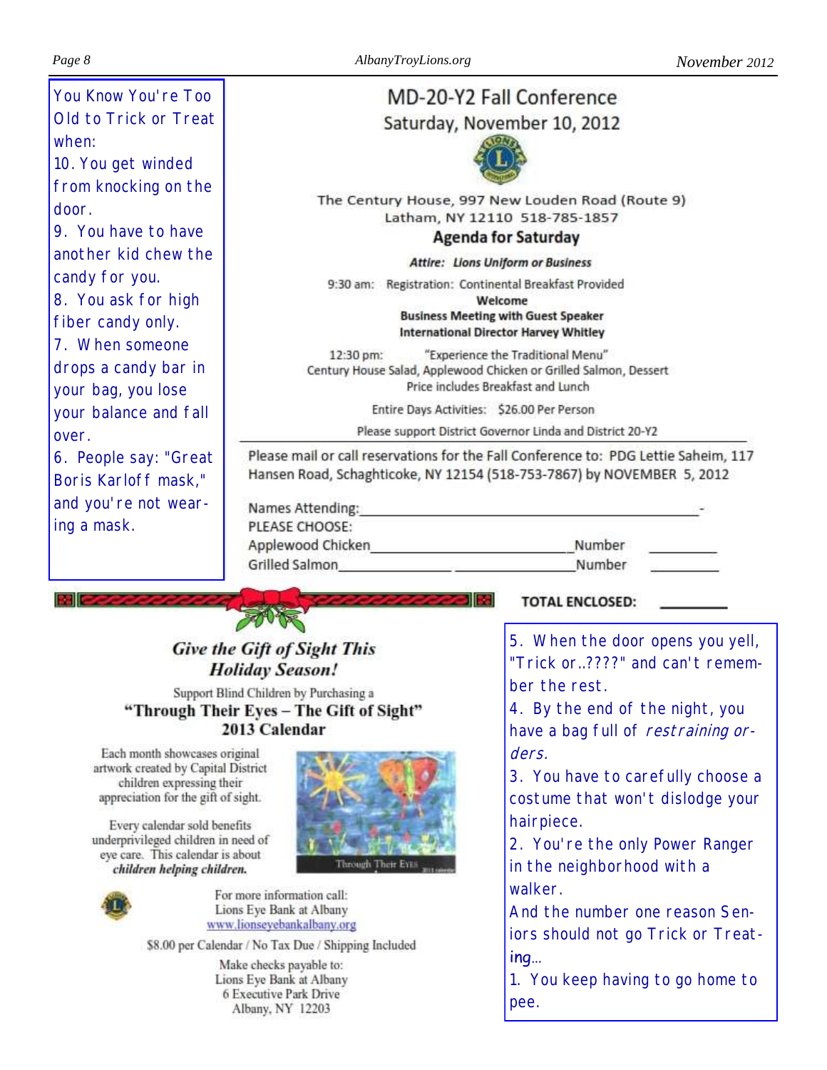You Know You're Too Old to Trick or Treat when:

10. You get winded from knocking on the door.
9. You have to have another kid chew the candy for you.
8. You ask for high fiber candy only.
7. When someone drops a candy bar in your bag, you lose your balance and fall over.
6. People say: "Great Boris Karloff mask," and you're not wearing a mask.
5. When the door opens you yell, "Trick or..????" and can't remember the rest.
4. By the end of the night, you have a bag full of *restraining orders.*
3. You have to carefully choose a costume that won't dislodge your hairpiece.
2. You're the only Power Ranger in the neighborhood with a walker.

And the number one reason Seniors should not go Trick or Treating...

1. You keep having to go home to pee.

# MD-20-Y2 Fall Conference

## Saturday, November 10, 2012

The Century House, 997 New Louden Road (Route 9)
Latham, NY 12110 518-785-1857

### Agenda for Saturday

***Attire: Lions Uniform or Business***

9:30 am: Registration: Continental Breakfast Provided

**Welcome**

**Business Meeting with Guest Speaker**

**International Director Harvey Whitley**

12:30 pm: "Experience the Traditional Menu"
Century House Salad, Applewood Chicken or Grilled Salmon, Dessert
Price includes Breakfast and Lunch

Entire Days Activities: $26.00 Per Person

Please support District Governor Linda and District 20-Y2

Please mail or call reservations for the Fall Conference to: PDG Lettie Saheim, 117 Hansen Road, Schaghticoke, NY 12154 (518-753-7867) by NOVEMBER 5, 2012

Names Attending: ______________________________

PLEASE CHOOSE:

Applewood Chicken ______________________ Number ________

Grilled Salmon ______________________ Number ________

**TOTAL ENCLOSED:** ________

## *Give the Gift of Sight This Holiday Season!*

Support Blind Children by Purchasing a

**"Through Their Eyes – The Gift of Sight" 2013 Calendar**

Each month showcases original artwork created by Capital District children expressing their appreciation for the gift of sight.

Every calendar sold benefits underprivileged children in need of eye care. This calendar is about ***children helping children.***

For more information call:
Lions Eye Bank at Albany
www.lionseyebankalbany.org

$8.00 per Calendar / No Tax Due / Shipping Included

Make checks payable to:
Lions Eye Bank at Albany
6 Executive Park Drive
Albany, NY 12203